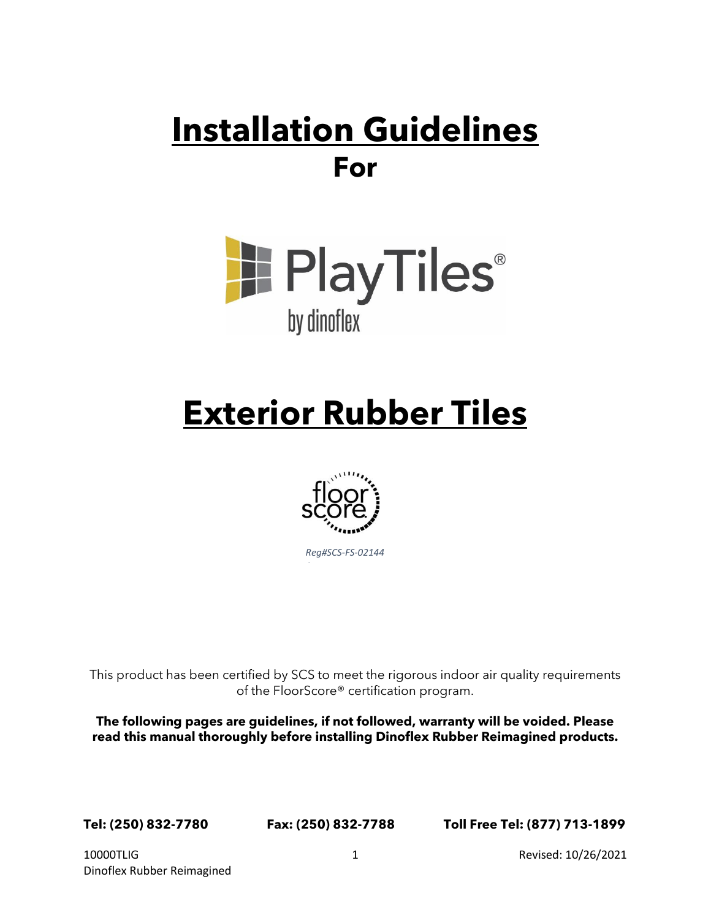# Installation Guidelines

## For

PlayTiles®
by dinoflex

# Exterior Rubber Tiles

floor score

*Reg#SCS-FS-02144*

This product has been certified by SCS to meet the rigorous indoor air quality requirements of the FloorScore® certification program.

**The following pages are guidelines, if not followed, warranty will be voided. Please read this manual thoroughly before installing Dinoflex Rubber Reimagined products.**

**Tel: (250) 832-7780** **Fax: (250) 832-7788** **Toll Free Tel: (877) 713-1899**

10000TLIG
Dinoflex Rubber Reimagined

Revised: 10/26/2021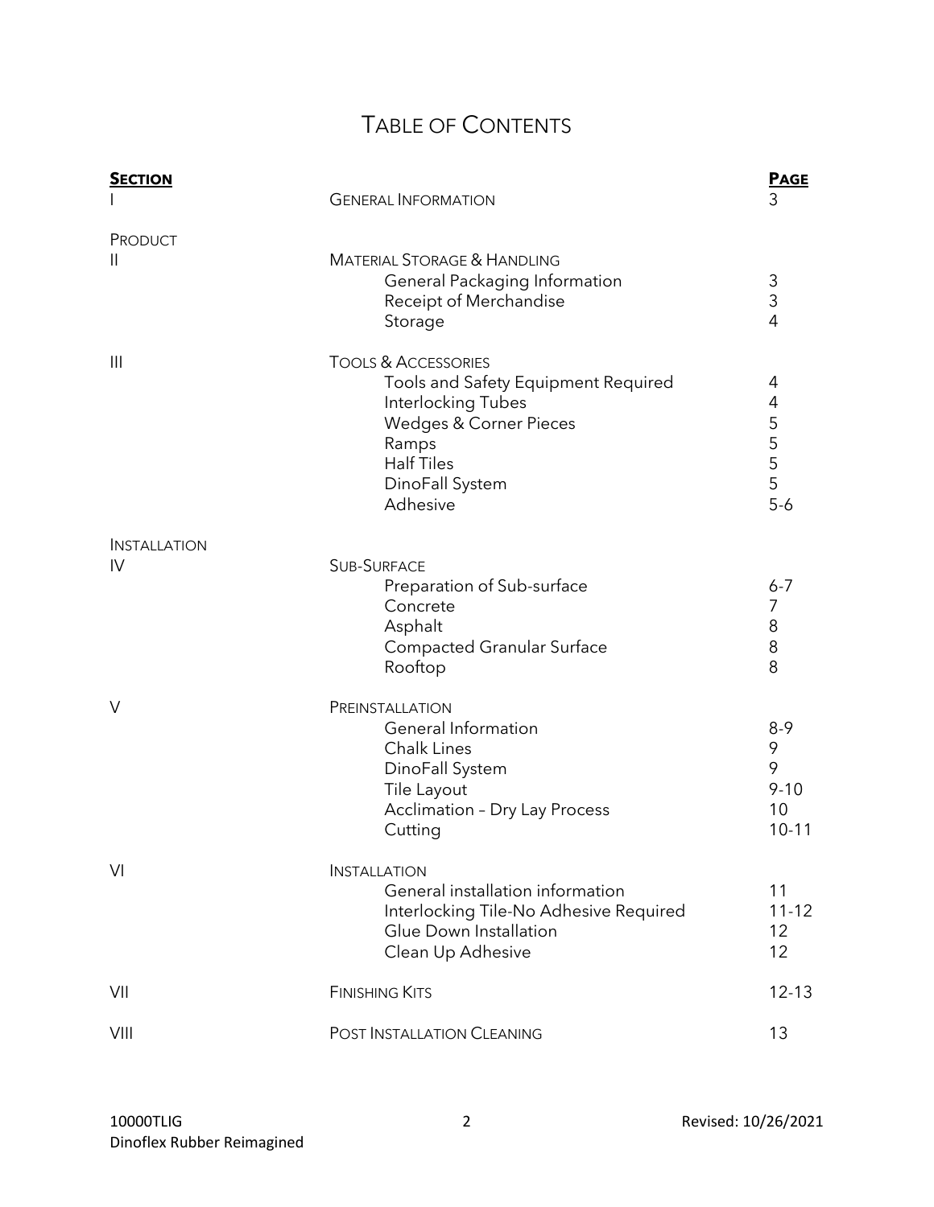# TABLE OF CONTENTS

| SECTION | | PAGE |
|---|---|---|
| I | GENERAL INFORMATION | 3 |
| PRODUCT | | |
| II | MATERIAL STORAGE & HANDLING | |
| | General Packaging Information | 3 |
| | Receipt of Merchandise | 3 |
| | Storage | 4 |
| III | TOOLS & ACCESSORIES | |
| | Tools and Safety Equipment Required | 4 |
| | Interlocking Tubes | 4 |
| | Wedges & Corner Pieces | 5 |
| | Ramps | 5 |
| | Half Tiles | 5 |
| | DinoFall System | 5 |
| | Adhesive | 5-6 |
| INSTALLATION | | |
| IV | SUB-SURFACE | |
| | Preparation of Sub-surface | 6-7 |
| | Concrete | 7 |
| | Asphalt | 8 |
| | Compacted Granular Surface | 8 |
| | Rooftop | 8 |
| V | PREINSTALLATION | |
| | General Information | 8-9 |
| | Chalk Lines | 9 |
| | DinoFall System | 9 |
| | Tile Layout | 9-10 |
| | Acclimation – Dry Lay Process | 10 |
| | Cutting | 10-11 |
| VI | INSTALLATION | |
| | General installation information | 11 |
| | Interlocking Tile-No Adhesive Required | 11-12 |
| | Glue Down Installation | 12 |
| | Clean Up Adhesive | 12 |
| VII | FINISHING KITS | 12-13 |
| VIII | POST INSTALLATION CLEANING | 13 |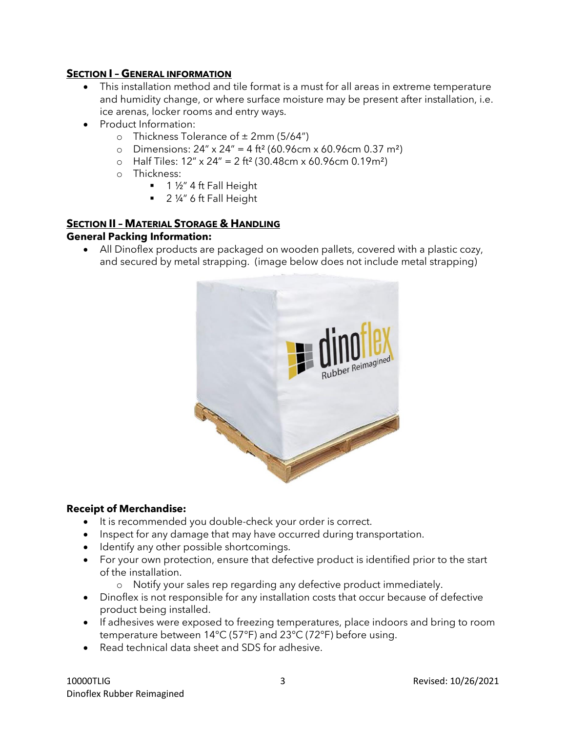## SECTION I – GENERAL INFORMATION

- This installation method and tile format is a must for all areas in extreme temperature and humidity change, or where surface moisture may be present after installation, i.e. ice arenas, locker rooms and entry ways.
- Product Information:
  - Thickness Tolerance of ± 2mm (5/64")
  - Dimensions: 24" x 24" = 4 ft² (60.96cm x 60.96cm 0.37 m²)
  - Half Tiles: 12" x 24" = 2 ft² (30.48cm x 60.96cm 0.19m²)
  - Thickness:
    - 1 ½" 4 ft Fall Height
    - 2 ¼" 6 ft Fall Height

## SECTION II – MATERIAL STORAGE & HANDLING

**General Packing Information:**

- All Dinoflex products are packaged on wooden pallets, covered with a plastic cozy, and secured by metal strapping. (image below does not include metal strapping)

**Receipt of Merchandise:**

- It is recommended you double-check your order is correct.
- Inspect for any damage that may have occurred during transportation.
- Identify any other possible shortcomings.
- For your own protection, ensure that defective product is identified prior to the start of the installation.
  - Notify your sales rep regarding any defective product immediately.
- Dinoflex is not responsible for any installation costs that occur because of defective product being installed.
- If adhesives were exposed to freezing temperatures, place indoors and bring to room temperature between 14°C (57°F) and 23°C (72°F) before using.
- Read technical data sheet and SDS for adhesive.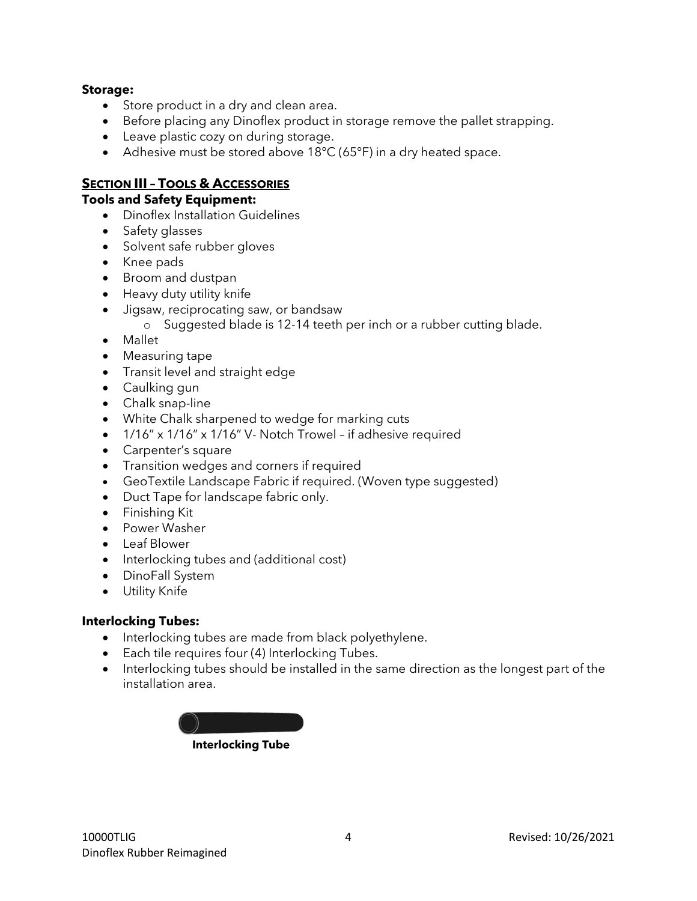**Storage:**

- Store product in a dry and clean area.
- Before placing any Dinoflex product in storage remove the pallet strapping.
- Leave plastic cozy on during storage.
- Adhesive must be stored above 18°C (65°F) in a dry heated space.

## SECTION III – TOOLS & ACCESSORIES

**Tools and Safety Equipment:**

- Dinoflex Installation Guidelines
- Safety glasses
- Solvent safe rubber gloves
- Knee pads
- Broom and dustpan
- Heavy duty utility knife
- Jigsaw, reciprocating saw, or bandsaw
    - Suggested blade is 12-14 teeth per inch or a rubber cutting blade.
- Mallet
- Measuring tape
- Transit level and straight edge
- Caulking gun
- Chalk snap-line
- White Chalk sharpened to wedge for marking cuts
- 1/16" x 1/16" x 1/16" V- Notch Trowel – if adhesive required
- Carpenter's square
- Transition wedges and corners if required
- GeoTextile Landscape Fabric if required. (Woven type suggested)
- Duct Tape for landscape fabric only.
- Finishing Kit
- Power Washer
- Leaf Blower
- Interlocking tubes and (additional cost)
- DinoFall System
- Utility Knife

**Interlocking Tubes:**

- Interlocking tubes are made from black polyethylene.
- Each tile requires four (4) Interlocking Tubes.
- Interlocking tubes should be installed in the same direction as the longest part of the installation area.

**Interlocking Tube**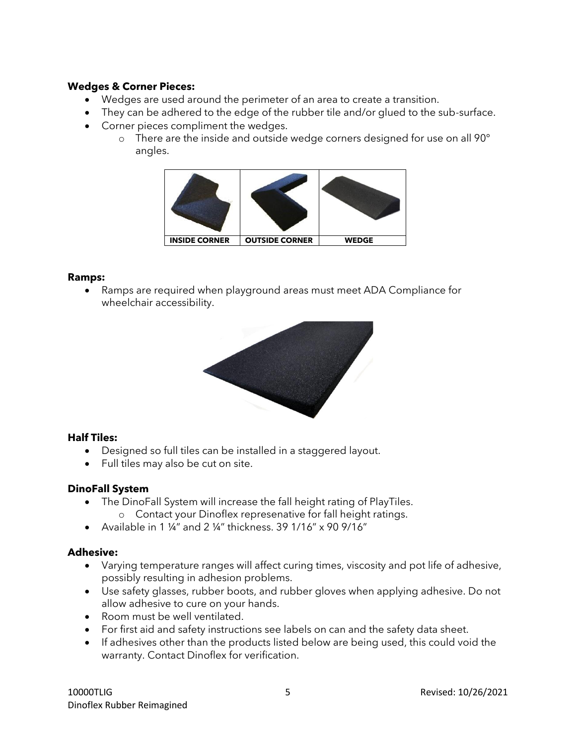**Wedges & Corner Pieces:**

- Wedges are used around the perimeter of an area to create a transition.
- They can be adhered to the edge of the rubber tile and/or glued to the sub-surface.
- Corner pieces compliment the wedges.
  - There are the inside and outside wedge corners designed for use on all 90° angles.

| INSIDE CORNER | OUTSIDE CORNER | WEDGE |
|---|---|---|

**Ramps:**

- Ramps are required when playground areas must meet ADA Compliance for wheelchair accessibility.

**Half Tiles:**

- Designed so full tiles can be installed in a staggered layout.
- Full tiles may also be cut on site.

**DinoFall System**

- The DinoFall System will increase the fall height rating of PlayTiles.
  - Contact your Dinoflex represenative for fall height ratings.
- Available in 1 ¼" and 2 ¼" thickness. 39 1/16" x 90 9/16"

**Adhesive:**

- Varying temperature ranges will affect curing times, viscosity and pot life of adhesive, possibly resulting in adhesion problems.
- Use safety glasses, rubber boots, and rubber gloves when applying adhesive. Do not allow adhesive to cure on your hands.
- Room must be well ventilated.
- For first aid and safety instructions see labels on can and the safety data sheet.
- If adhesives other than the products listed below are being used, this could void the warranty. Contact Dinoflex for verification.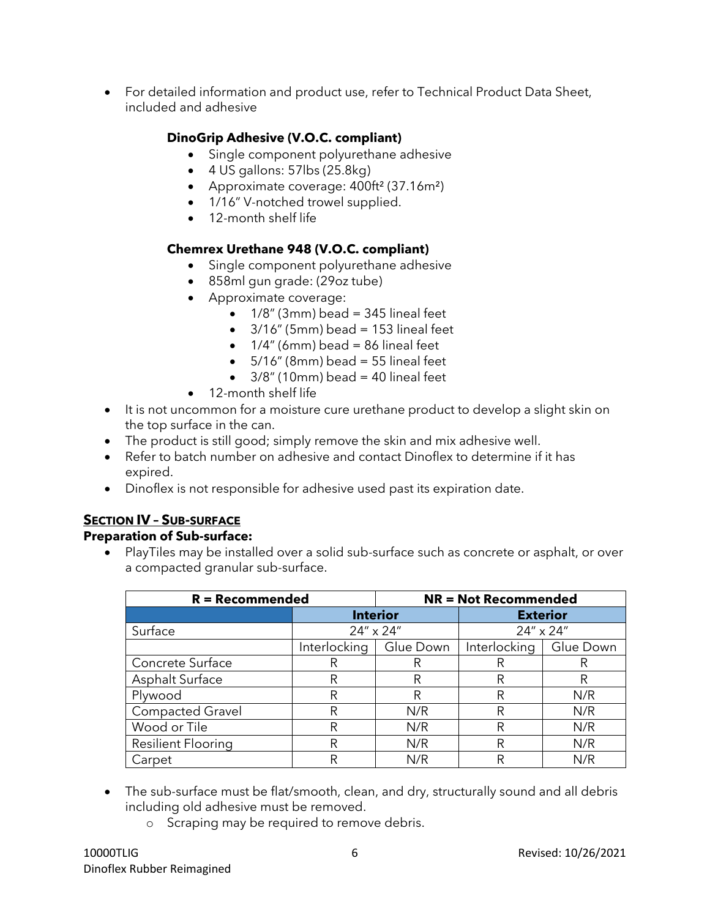- For detailed information and product use, refer to Technical Product Data Sheet, included and adhesive

  **DinoGrip Adhesive (V.O.C. compliant)**
  - Single component polyurethane adhesive
  - 4 US gallons: 57lbs (25.8kg)
  - Approximate coverage: 400ft² (37.16m²)
  - 1/16" V-notched trowel supplied.
  - 12-month shelf life

  **Chemrex Urethane 948 (V.O.C. compliant)**
  - Single component polyurethane adhesive
  - 858ml gun grade: (29oz tube)
  - Approximate coverage:
    - 1/8" (3mm) bead = 345 lineal feet
    - 3/16" (5mm) bead = 153 lineal feet
    - 1/4" (6mm) bead = 86 lineal feet
    - 5/16" (8mm) bead = 55 lineal feet
    - 3/8" (10mm) bead = 40 lineal feet
  - 12-month shelf life
- It is not uncommon for a moisture cure urethane product to develop a slight skin on the top surface in the can.
- The product is still good; simply remove the skin and mix adhesive well.
- Refer to batch number on adhesive and contact Dinoflex to determine if it has expired.
- Dinoflex is not responsible for adhesive used past its expiration date.

## SECTION IV – SUB-SURFACE

**Preparation of Sub-surface:**

- PlayTiles may be installed over a solid sub-surface such as concrete or asphalt, or over a compacted granular sub-surface.

| R = Recommended | | NR = Not Recommended | | |
|---|---|---|---|---|
| | Interior | | Exterior | |
| Surface | 24" x 24" | | 24" x 24" | |
| | Interlocking | Glue Down | Interlocking | Glue Down |
| Concrete Surface | R | R | R | R |
| Asphalt Surface | R | R | R | R |
| Plywood | R | R | R | N/R |
| Compacted Gravel | R | N/R | R | N/R |
| Wood or Tile | R | N/R | R | N/R |
| Resilient Flooring | R | N/R | R | N/R |
| Carpet | R | N/R | R | N/R |

- The sub-surface must be flat/smooth, clean, and dry, structurally sound and all debris including old adhesive must be removed.
  - Scraping may be required to remove debris.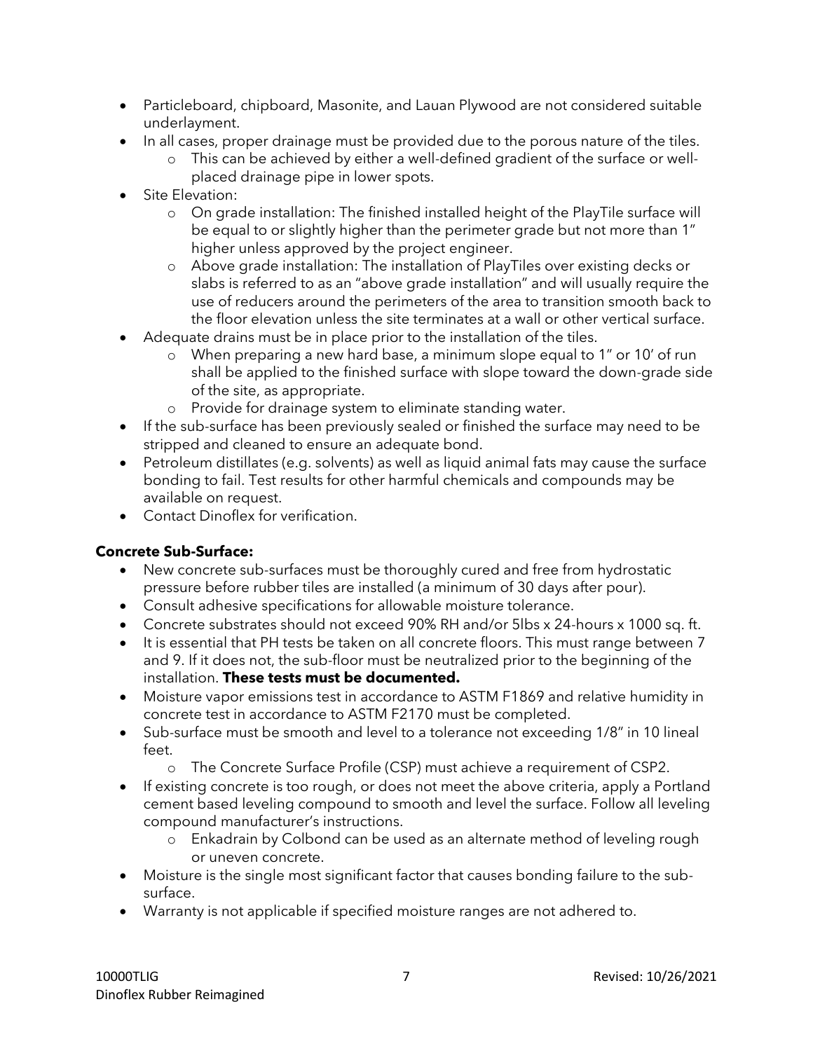- Particleboard, chipboard, Masonite, and Lauan Plywood are not considered suitable underlayment.
- In all cases, proper drainage must be provided due to the porous nature of the tiles.
  - This can be achieved by either a well-defined gradient of the surface or well-placed drainage pipe in lower spots.
- Site Elevation:
  - On grade installation: The finished installed height of the PlayTile surface will be equal to or slightly higher than the perimeter grade but not more than 1" higher unless approved by the project engineer.
  - Above grade installation: The installation of PlayTiles over existing decks or slabs is referred to as an "above grade installation" and will usually require the use of reducers around the perimeters of the area to transition smooth back to the floor elevation unless the site terminates at a wall or other vertical surface.
- Adequate drains must be in place prior to the installation of the tiles.
  - When preparing a new hard base, a minimum slope equal to 1" or 10' of run shall be applied to the finished surface with slope toward the down-grade side of the site, as appropriate.
  - Provide for drainage system to eliminate standing water.
- If the sub-surface has been previously sealed or finished the surface may need to be stripped and cleaned to ensure an adequate bond.
- Petroleum distillates (e.g. solvents) as well as liquid animal fats may cause the surface bonding to fail. Test results for other harmful chemicals and compounds may be available on request.
- Contact Dinoflex for verification.

**Concrete Sub-Surface:**

- New concrete sub-surfaces must be thoroughly cured and free from hydrostatic pressure before rubber tiles are installed (a minimum of 30 days after pour).
- Consult adhesive specifications for allowable moisture tolerance.
- Concrete substrates should not exceed 90% RH and/or 5lbs x 24-hours x 1000 sq. ft.
- It is essential that PH tests be taken on all concrete floors. This must range between 7 and 9. If it does not, the sub-floor must be neutralized prior to the beginning of the installation. **These tests must be documented.**
- Moisture vapor emissions test in accordance to ASTM F1869 and relative humidity in concrete test in accordance to ASTM F2170 must be completed.
- Sub-surface must be smooth and level to a tolerance not exceeding 1/8" in 10 lineal feet.
  - The Concrete Surface Profile (CSP) must achieve a requirement of CSP2.
- If existing concrete is too rough, or does not meet the above criteria, apply a Portland cement based leveling compound to smooth and level the surface. Follow all leveling compound manufacturer's instructions.
  - Enkadrain by Colbond can be used as an alternate method of leveling rough or uneven concrete.
- Moisture is the single most significant factor that causes bonding failure to the sub-surface.
- Warranty is not applicable if specified moisture ranges are not adhered to.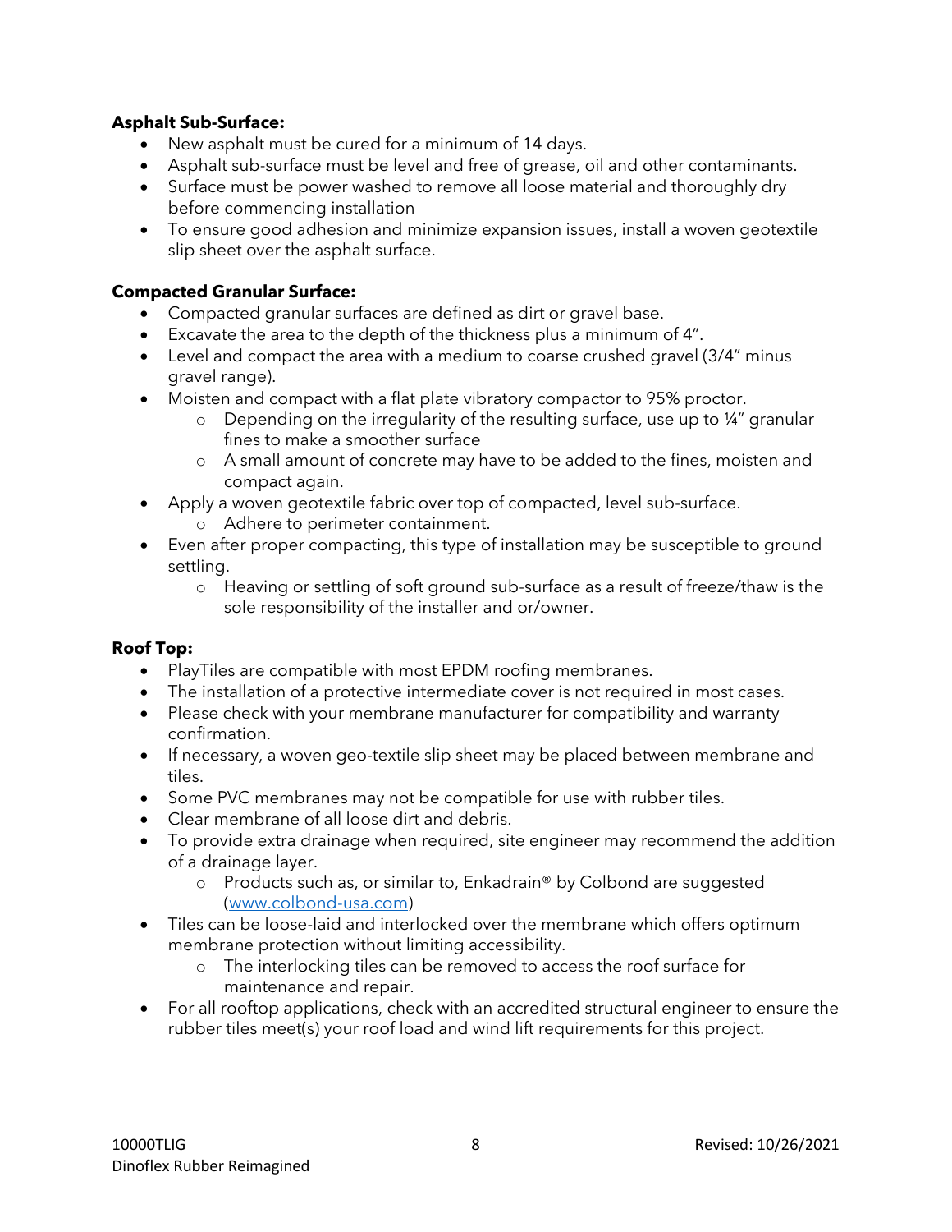**Asphalt Sub-Surface:**

- New asphalt must be cured for a minimum of 14 days.
- Asphalt sub-surface must be level and free of grease, oil and other contaminants.
- Surface must be power washed to remove all loose material and thoroughly dry before commencing installation
- To ensure good adhesion and minimize expansion issues, install a woven geotextile slip sheet over the asphalt surface.

**Compacted Granular Surface:**

- Compacted granular surfaces are defined as dirt or gravel base.
- Excavate the area to the depth of the thickness plus a minimum of 4".
- Level and compact the area with a medium to coarse crushed gravel (3/4" minus gravel range).
- Moisten and compact with a flat plate vibratory compactor to 95% proctor.
  - Depending on the irregularity of the resulting surface, use up to ¼" granular fines to make a smoother surface
  - A small amount of concrete may have to be added to the fines, moisten and compact again.
- Apply a woven geotextile fabric over top of compacted, level sub-surface.
  - Adhere to perimeter containment.
- Even after proper compacting, this type of installation may be susceptible to ground settling.
  - Heaving or settling of soft ground sub-surface as a result of freeze/thaw is the sole responsibility of the installer and or/owner.

**Roof Top:**

- PlayTiles are compatible with most EPDM roofing membranes.
- The installation of a protective intermediate cover is not required in most cases.
- Please check with your membrane manufacturer for compatibility and warranty confirmation.
- If necessary, a woven geo-textile slip sheet may be placed between membrane and tiles.
- Some PVC membranes may not be compatible for use with rubber tiles.
- Clear membrane of all loose dirt and debris.
- To provide extra drainage when required, site engineer may recommend the addition of a drainage layer.
  - Products such as, or similar to, Enkadrain® by Colbond are suggested (www.colbond-usa.com)
- Tiles can be loose-laid and interlocked over the membrane which offers optimum membrane protection without limiting accessibility.
  - The interlocking tiles can be removed to access the roof surface for maintenance and repair.
- For all rooftop applications, check with an accredited structural engineer to ensure the rubber tiles meet(s) your roof load and wind lift requirements for this project.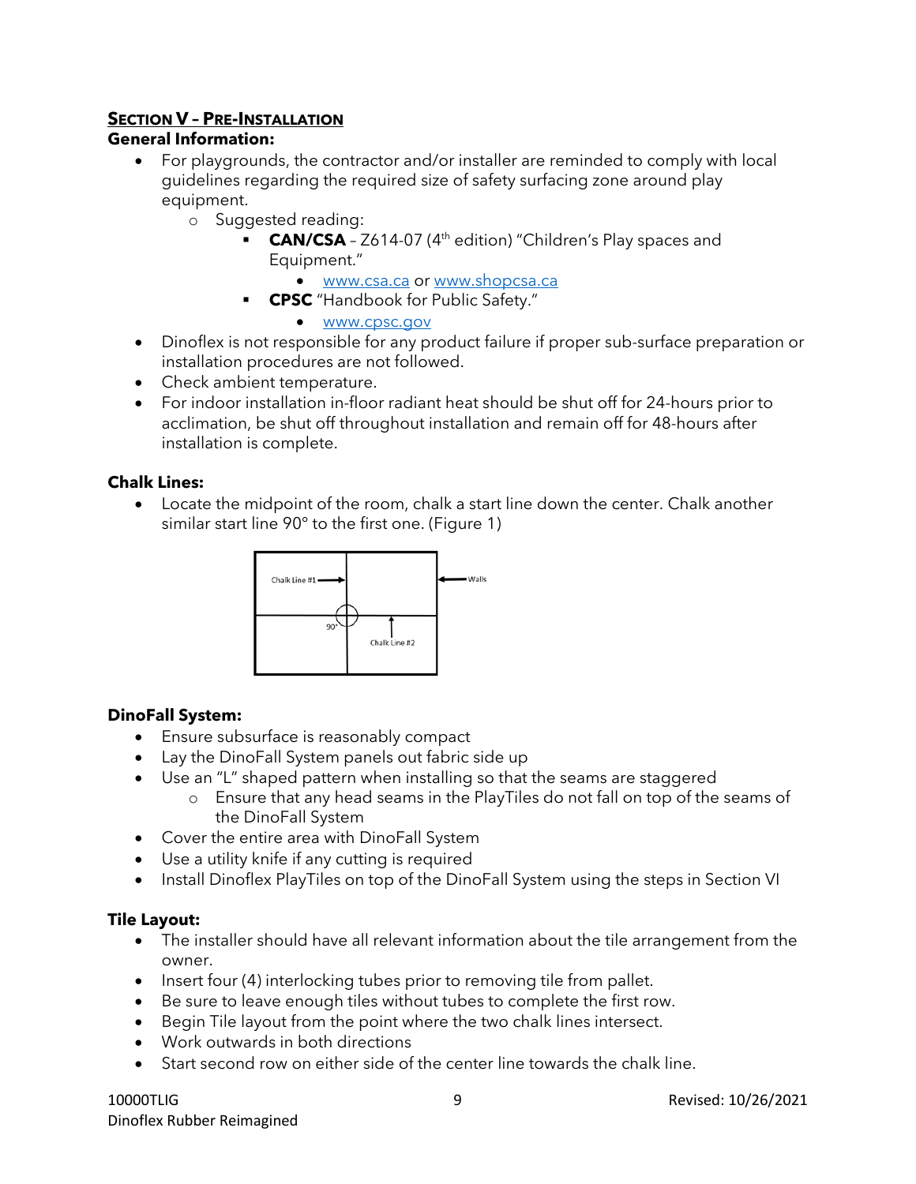## SECTION V – PRE-INSTALLATION

**General Information:**

- For playgrounds, the contractor and/or installer are reminded to comply with local guidelines regarding the required size of safety surfacing zone around play equipment.
  - Suggested reading:
    - **CAN/CSA** – Z614-07 (4th edition) "Children's Play spaces and Equipment."
      - www.csa.ca or www.shopcsa.ca
    - **CPSC** "Handbook for Public Safety."
      - www.cpsc.gov
- Dinoflex is not responsible for any product failure if proper sub-surface preparation or installation procedures are not followed.
- Check ambient temperature.
- For indoor installation in-floor radiant heat should be shut off for 24-hours prior to acclimation, be shut off throughout installation and remain off for 48-hours after installation is complete.

**Chalk Lines:**

- Locate the midpoint of the room, chalk a start line down the center. Chalk another similar start line 90° to the first one. (Figure 1)

Chalk Line #1 | Walls | 90° | Chalk Line #2

**DinoFall System:**

- Ensure subsurface is reasonably compact
- Lay the DinoFall System panels out fabric side up
- Use an "L" shaped pattern when installing so that the seams are staggered
  - Ensure that any head seams in the PlayTiles do not fall on top of the seams of the DinoFall System
- Cover the entire area with DinoFall System
- Use a utility knife if any cutting is required
- Install Dinoflex PlayTiles on top of the DinoFall System using the steps in Section VI

**Tile Layout:**

- The installer should have all relevant information about the tile arrangement from the owner.
- Insert four (4) interlocking tubes prior to removing tile from pallet.
- Be sure to leave enough tiles without tubes to complete the first row.
- Begin Tile layout from the point where the two chalk lines intersect.
- Work outwards in both directions
- Start second row on either side of the center line towards the chalk line.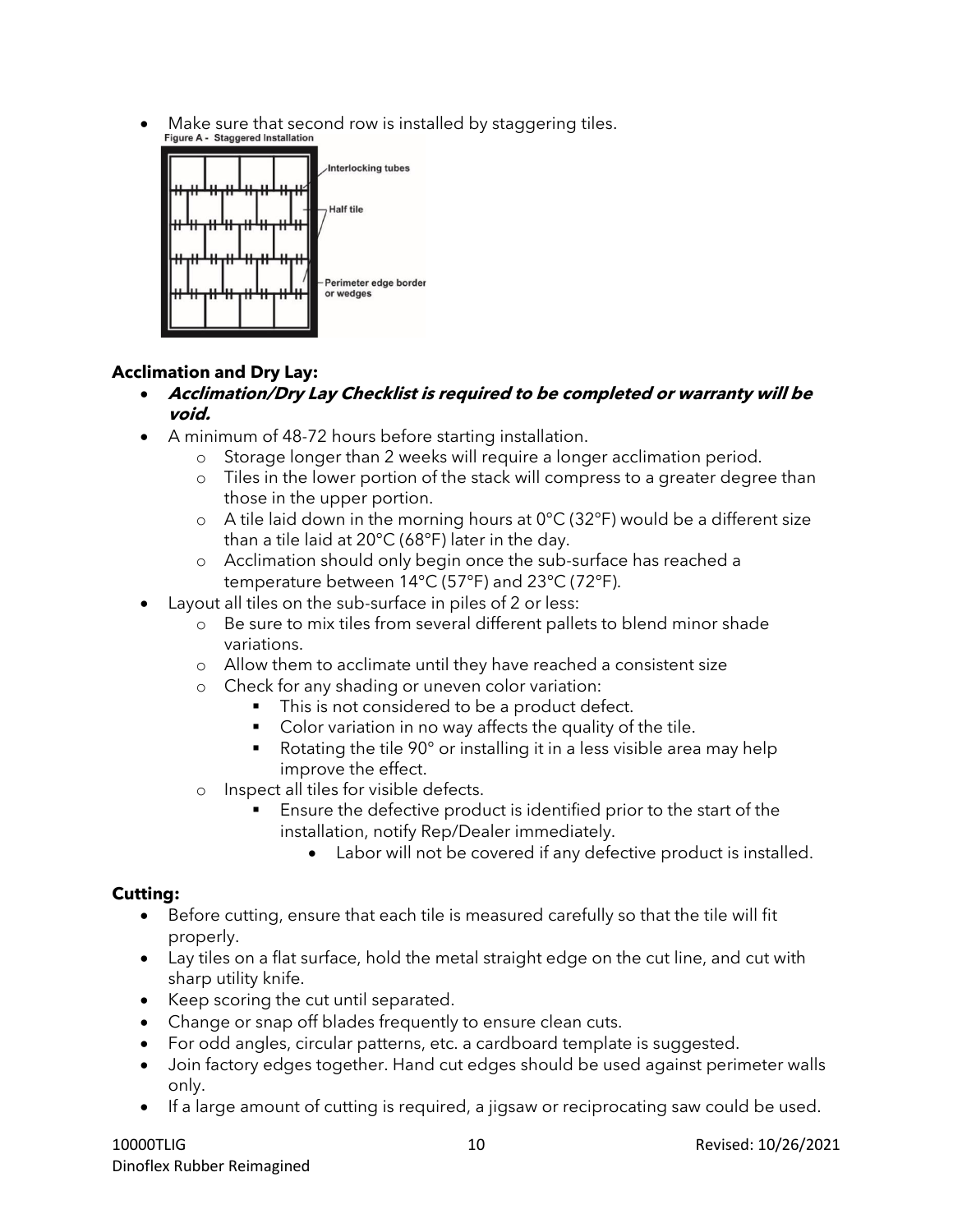- Make sure that second row is installed by staggering tiles.

Figure A - Staggered Installation

**Acclimation and Dry Lay:**

- ***Acclimation/Dry Lay Checklist is required to be completed or warranty will be void.***
- A minimum of 48-72 hours before starting installation.
  - Storage longer than 2 weeks will require a longer acclimation period.
  - Tiles in the lower portion of the stack will compress to a greater degree than those in the upper portion.
  - A tile laid down in the morning hours at 0°C (32°F) would be a different size than a tile laid at 20°C (68°F) later in the day.
  - Acclimation should only begin once the sub-surface has reached a temperature between 14°C (57°F) and 23°C (72°F).
- Layout all tiles on the sub-surface in piles of 2 or less:
  - Be sure to mix tiles from several different pallets to blend minor shade variations.
  - Allow them to acclimate until they have reached a consistent size
  - Check for any shading or uneven color variation:
    - This is not considered to be a product defect.
    - Color variation in no way affects the quality of the tile.
    - Rotating the tile 90° or installing it in a less visible area may help improve the effect.
  - Inspect all tiles for visible defects.
    - Ensure the defective product is identified prior to the start of the installation, notify Rep/Dealer immediately.
      - Labor will not be covered if any defective product is installed.

**Cutting:**

- Before cutting, ensure that each tile is measured carefully so that the tile will fit properly.
- Lay tiles on a flat surface, hold the metal straight edge on the cut line, and cut with sharp utility knife.
- Keep scoring the cut until separated.
- Change or snap off blades frequently to ensure clean cuts.
- For odd angles, circular patterns, etc. a cardboard template is suggested.
- Join factory edges together. Hand cut edges should be used against perimeter walls only.
- If a large amount of cutting is required, a jigsaw or reciprocating saw could be used.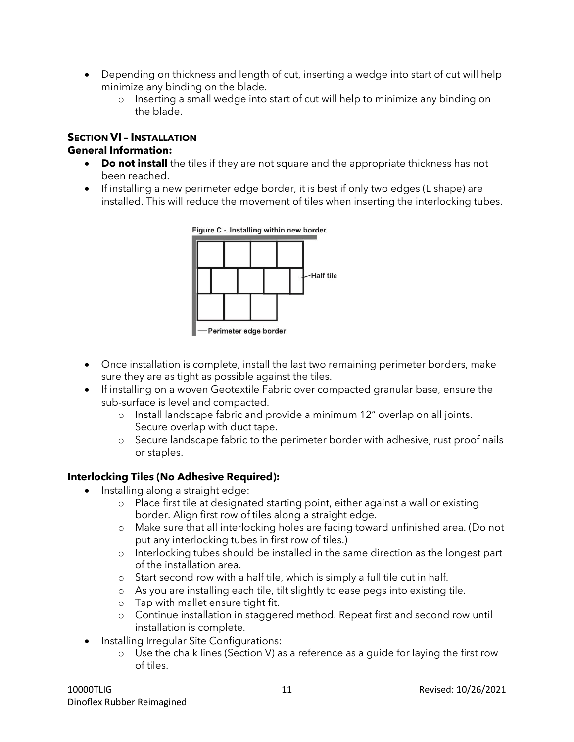- Depending on thickness and length of cut, inserting a wedge into start of cut will help minimize any binding on the blade.
    - Inserting a small wedge into start of cut will help to minimize any binding on the blade.

## Section VI – Installation

**General Information:**

- **Do not install** the tiles if they are not square and the appropriate thickness has not been reached.
- If installing a new perimeter edge border, it is best if only two edges (L shape) are installed. This will reduce the movement of tiles when inserting the interlocking tubes.

Figure C - Installing within new border

Half tile

Perimeter edge border

- Once installation is complete, install the last two remaining perimeter borders, make sure they are as tight as possible against the tiles.
- If installing on a woven Geotextile Fabric over compacted granular base, ensure the sub-surface is level and compacted.
    - Install landscape fabric and provide a minimum 12" overlap on all joints. Secure overlap with duct tape.
    - Secure landscape fabric to the perimeter border with adhesive, rust proof nails or staples.

**Interlocking Tiles (No Adhesive Required):**

- Installing along a straight edge:
    - Place first tile at designated starting point, either against a wall or existing border. Align first row of tiles along a straight edge.
    - Make sure that all interlocking holes are facing toward unfinished area. (Do not put any interlocking tubes in first row of tiles.)
    - Interlocking tubes should be installed in the same direction as the longest part of the installation area.
    - Start second row with a half tile, which is simply a full tile cut in half.
    - As you are installing each tile, tilt slightly to ease pegs into existing tile.
    - Tap with mallet ensure tight fit.
    - Continue installation in staggered method. Repeat first and second row until installation is complete.
- Installing Irregular Site Configurations:
    - Use the chalk lines (Section V) as a reference as a guide for laying the first row of tiles.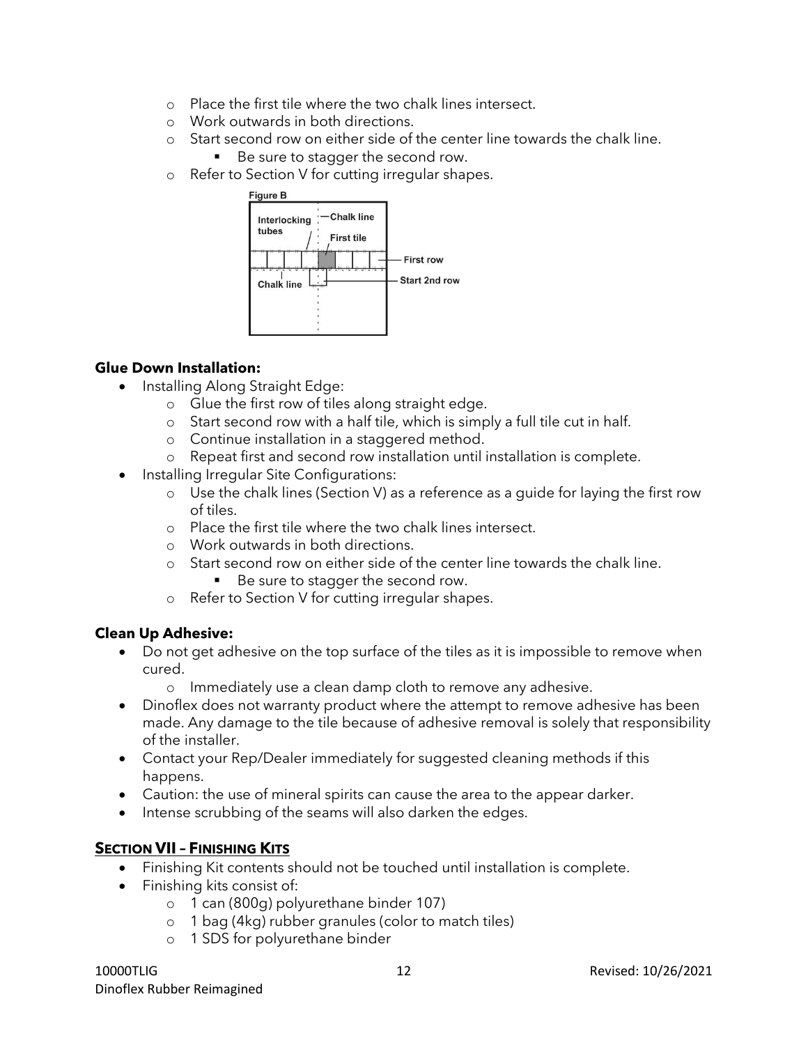- Place the first tile where the two chalk lines intersect.
- Work outwards in both directions.
- Start second row on either side of the center line towards the chalk line.
  - Be sure to stagger the second row.
- Refer to Section V for cutting irregular shapes.

Figure B

### Glue Down Installation:

- Installing Along Straight Edge:
  - Glue the first row of tiles along straight edge.
  - Start second row with a half tile, which is simply a full tile cut in half.
  - Continue installation in a staggered method.
  - Repeat first and second row installation until installation is complete.
- Installing Irregular Site Configurations:
  - Use the chalk lines (Section V) as a reference as a guide for laying the first row of tiles.
  - Place the first tile where the two chalk lines intersect.
  - Work outwards in both directions.
  - Start second row on either side of the center line towards the chalk line.
    - Be sure to stagger the second row.
  - Refer to Section V for cutting irregular shapes.

### Clean Up Adhesive:

- Do not get adhesive on the top surface of the tiles as it is impossible to remove when cured.
  - Immediately use a clean damp cloth to remove any adhesive.
- Dinoflex does not warranty product where the attempt to remove adhesive has been made. Any damage to the tile because of adhesive removal is solely that responsibility of the installer.
- Contact your Rep/Dealer immediately for suggested cleaning methods if this happens.
- Caution: the use of mineral spirits can cause the area to the appear darker.
- Intense scrubbing of the seams will also darken the edges.

## SECTION VII – FINISHING KITS

- Finishing Kit contents should not be touched until installation is complete.
- Finishing kits consist of:
  - 1 can (800g) polyurethane binder 107)
  - 1 bag (4kg) rubber granules (color to match tiles)
  - 1 SDS for polyurethane binder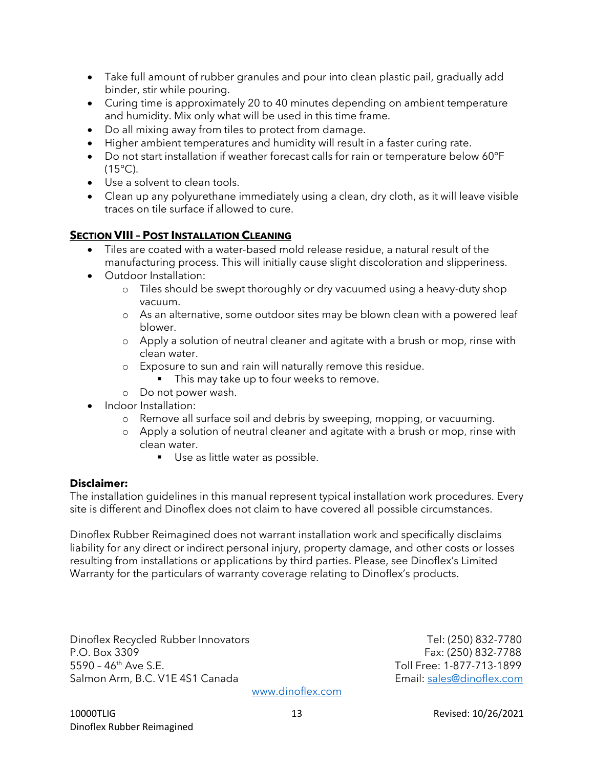- Take full amount of rubber granules and pour into clean plastic pail, gradually add binder, stir while pouring.
- Curing time is approximately 20 to 40 minutes depending on ambient temperature and humidity. Mix only what will be used in this time frame.
- Do all mixing away from tiles to protect from damage.
- Higher ambient temperatures and humidity will result in a faster curing rate.
- Do not start installation if weather forecast calls for rain or temperature below 60°F (15°C).
- Use a solvent to clean tools.
- Clean up any polyurethane immediately using a clean, dry cloth, as it will leave visible traces on tile surface if allowed to cure.

## SECTION VIII – POST INSTALLATION CLEANING

- Tiles are coated with a water-based mold release residue, a natural result of the manufacturing process. This will initially cause slight discoloration and slipperiness.
- Outdoor Installation:
    - Tiles should be swept thoroughly or dry vacuumed using a heavy-duty shop vacuum.
    - As an alternative, some outdoor sites may be blown clean with a powered leaf blower.
    - Apply a solution of neutral cleaner and agitate with a brush or mop, rinse with clean water.
    - Exposure to sun and rain will naturally remove this residue.
        - This may take up to four weeks to remove.
    - Do not power wash.
- Indoor Installation:
    - Remove all surface soil and debris by sweeping, mopping, or vacuuming.
    - Apply a solution of neutral cleaner and agitate with a brush or mop, rinse with clean water.
        - Use as little water as possible.

**Disclaimer:**

The installation guidelines in this manual represent typical installation work procedures. Every site is different and Dinoflex does not claim to have covered all possible circumstances.

Dinoflex Rubber Reimagined does not warrant installation work and specifically disclaims liability for any direct or indirect personal injury, property damage, and other costs or losses resulting from installations or applications by third parties. Please, see Dinoflex's Limited Warranty for the particulars of warranty coverage relating to Dinoflex's products.

Dinoflex Recycled Rubber Innovators
P.O. Box 3309
5590 – 46th Ave S.E.
Salmon Arm, B.C. V1E 4S1 Canada

Tel: (250) 832-7780
Fax: (250) 832-7788
Toll Free: 1-877-713-1899
Email: sales@dinoflex.com

www.dinoflex.com